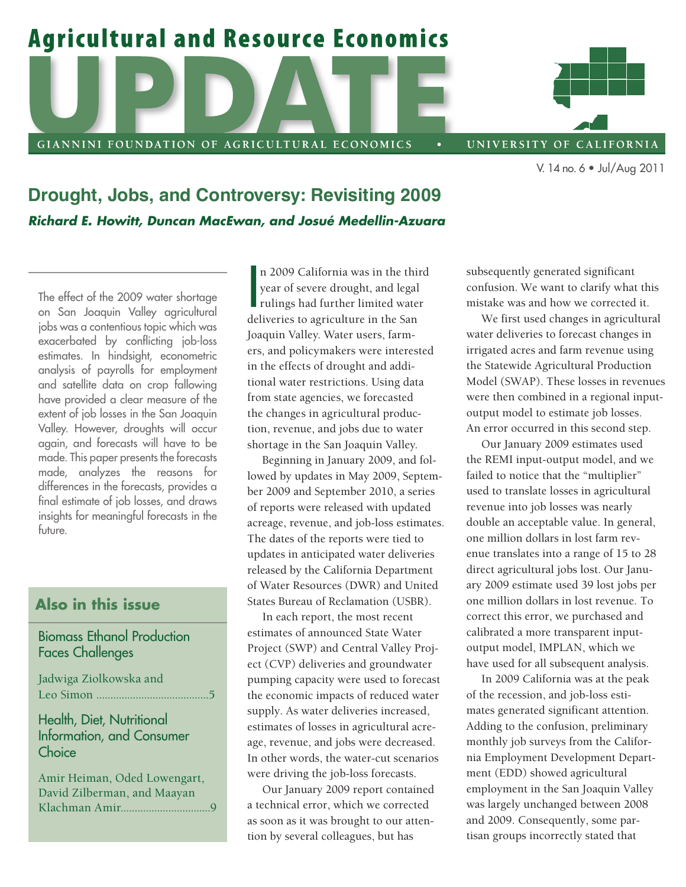# Agricultural and Resource Economics UPDATE

GIANNINI FOUNDATION OF AGRICULTURAL ECONOMICS • UNIVERSITY OF CALIFORNIA

V. 14 no. 6 • Jul/Aug 2011

## Drought, Jobs, and Controversy: Revisiting 2009

***Richard E. Howitt, Duncan MacEwan, and Josué Medellín-Azuara***

The effect of the 2009 water shortage on San Joaquin Valley agricultural jobs was a contentious topic which was exacerbated by conflicting job-loss estimates. In hindsight, econometric analysis of payrolls for employment and satellite data on crop fallowing have provided a clear measure of the extent of job losses in the San Joaquin Valley. However, droughts will occur again, and forecasts will have to be made. This paper presents the forecasts made, analyzes the reasons for differences in the forecasts, provides a final estimate of job losses, and draws insights for meaningful forecasts in the future.

### Also in this issue

Biomass Ethanol Production Faces Challenges

Jadwiga Ziolkowska and Leo Simon ........................................5

Health, Diet, Nutritional Information, and Consumer Choice

Amir Heiman, Oded Lowengart, David Zilberman, and Maayan Klachman Amir...............................9

In 2009 California was in the third year of severe drought, and legal rulings had further limited water deliveries to agriculture in the San Joaquin Valley. Water users, farmers, and policymakers were interested in the effects of drought and additional water restrictions. Using data from state agencies, we forecasted the changes in agricultural production, revenue, and jobs due to water shortage in the San Joaquin Valley.

Beginning in January 2009, and followed by updates in May 2009, September 2009 and September 2010, a series of reports were released with updated acreage, revenue, and job-loss estimates. The dates of the reports were tied to updates in anticipated water deliveries released by the California Department of Water Resources (DWR) and United States Bureau of Reclamation (USBR).

In each report, the most recent estimates of announced State Water Project (SWP) and Central Valley Project (CVP) deliveries and groundwater pumping capacity were used to forecast the economic impacts of reduced water supply. As water deliveries increased, estimates of losses in agricultural acreage, revenue, and jobs were decreased. In other words, the water-cut scenarios were driving the job-loss forecasts.

Our January 2009 report contained a technical error, which we corrected as soon as it was brought to our attention by several colleagues, but has subsequently generated significant confusion. We want to clarify what this mistake was and how we corrected it.

We first used changes in agricultural water deliveries to forecast changes in irrigated acres and farm revenue using the Statewide Agricultural Production Model (SWAP). These losses in revenues were then combined in a regional input-output model to estimate job losses. An error occurred in this second step.

Our January 2009 estimates used the REMI input-output model, and we failed to notice that the "multiplier" used to translate losses in agricultural revenue into job losses was nearly double an acceptable value. In general, one million dollars in lost farm revenue translates into a range of 15 to 28 direct agricultural jobs lost. Our January 2009 estimate used 39 lost jobs per one million dollars in lost revenue. To correct this error, we purchased and calibrated a more transparent input-output model, IMPLAN, which we have used for all subsequent analysis.

In 2009 California was at the peak of the recession, and job-loss estimates generated significant attention. Adding to the confusion, preliminary monthly job surveys from the California Employment Development Department (EDD) showed agricultural employment in the San Joaquin Valley was largely unchanged between 2008 and 2009. Consequently, some partisan groups incorrectly stated that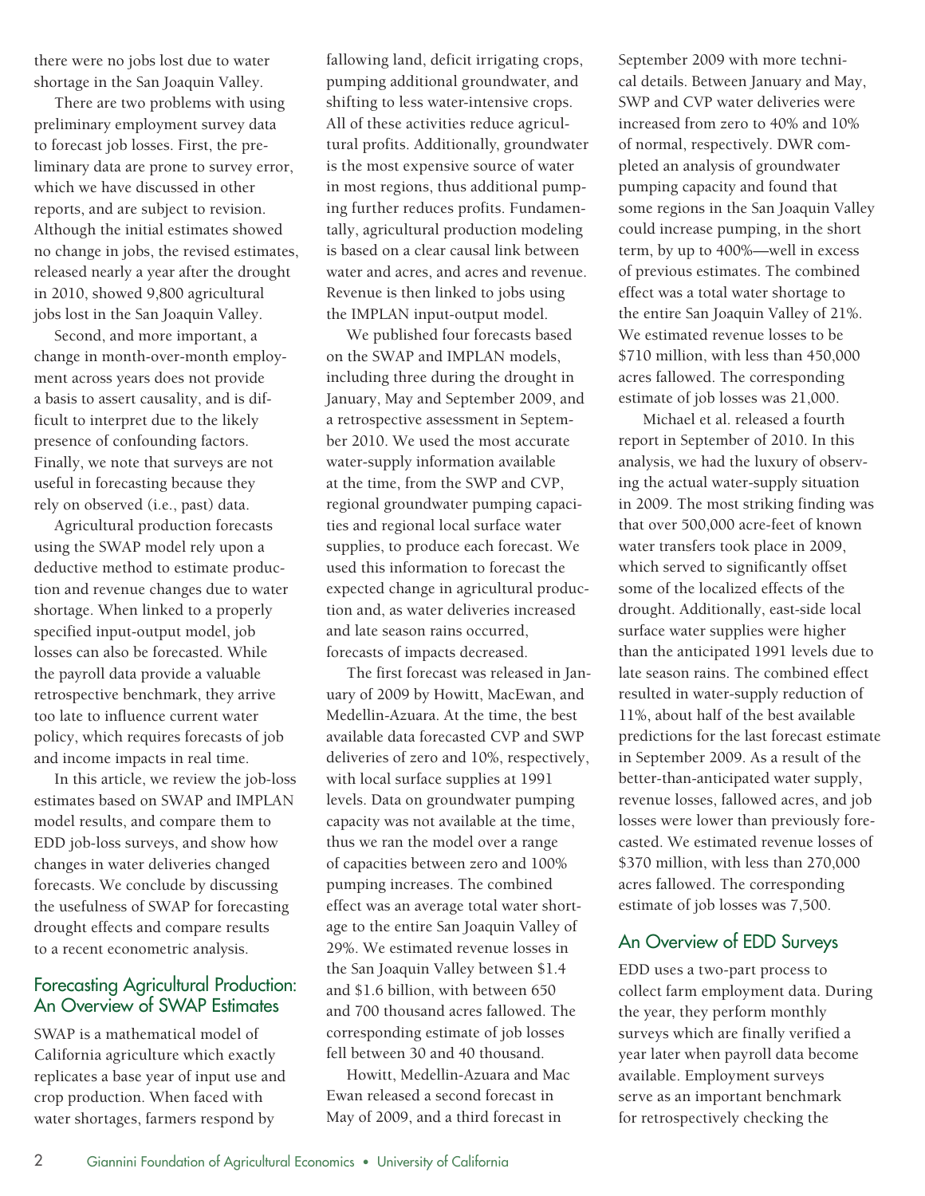there were no jobs lost due to water shortage in the San Joaquin Valley.

There are two problems with using preliminary employment survey data to forecast job losses. First, the preliminary data are prone to survey error, which we have discussed in other reports, and are subject to revision. Although the initial estimates showed no change in jobs, the revised estimates, released nearly a year after the drought in 2010, showed 9,800 agricultural jobs lost in the San Joaquin Valley.

Second, and more important, a change in month-over-month employment across years does not provide a basis to assert causality, and is difficult to interpret due to the likely presence of confounding factors. Finally, we note that surveys are not useful in forecasting because they rely on observed (i.e., past) data.

Agricultural production forecasts using the SWAP model rely upon a deductive method to estimate production and revenue changes due to water shortage. When linked to a properly specified input-output model, job losses can also be forecasted. While the payroll data provide a valuable retrospective benchmark, they arrive too late to influence current water policy, which requires forecasts of job and income impacts in real time.

In this article, we review the job-loss estimates based on SWAP and IMPLAN model results, and compare them to EDD job-loss surveys, and show how changes in water deliveries changed forecasts. We conclude by discussing the usefulness of SWAP for forecasting drought effects and compare results to a recent econometric analysis.

## Forecasting Agricultural Production: An Overview of SWAP Estimates

SWAP is a mathematical model of California agriculture which exactly replicates a base year of input use and crop production. When faced with water shortages, farmers respond by fallowing land, deficit irrigating crops, pumping additional groundwater, and shifting to less water-intensive crops. All of these activities reduce agricultural profits. Additionally, groundwater is the most expensive source of water in most regions, thus additional pumping further reduces profits. Fundamentally, agricultural production modeling is based on a clear causal link between water and acres, and acres and revenue. Revenue is then linked to jobs using the IMPLAN input-output model.

We published four forecasts based on the SWAP and IMPLAN models, including three during the drought in January, May and September 2009, and a retrospective assessment in September 2010. We used the most accurate water-supply information available at the time, from the SWP and CVP, regional groundwater pumping capacities and regional local surface water supplies, to produce each forecast. We used this information to forecast the expected change in agricultural production and, as water deliveries increased and late season rains occurred, forecasts of impacts decreased.

The first forecast was released in January of 2009 by Howitt, MacEwan, and Medellin-Azuara. At the time, the best available data forecasted CVP and SWP deliveries of zero and 10%, respectively, with local surface supplies at 1991 levels. Data on groundwater pumping capacity was not available at the time, thus we ran the model over a range of capacities between zero and 100% pumping increases. The combined effect was an average total water shortage to the entire San Joaquin Valley of 29%. We estimated revenue losses in the San Joaquin Valley between $1.4 and $1.6 billion, with between 650 and 700 thousand acres fallowed. The corresponding estimate of job losses fell between 30 and 40 thousand.

Howitt, Medellin-Azuara and Mac Ewan released a second forecast in May of 2009, and a third forecast in September 2009 with more technical details. Between January and May, SWP and CVP water deliveries were increased from zero to 40% and 10% of normal, respectively. DWR completed an analysis of groundwater pumping capacity and found that some regions in the San Joaquin Valley could increase pumping, in the short term, by up to 400%—well in excess of previous estimates. The combined effect was a total water shortage to the entire San Joaquin Valley of 21%. We estimated revenue losses to be $710 million, with less than 450,000 acres fallowed. The corresponding estimate of job losses was 21,000.

Michael et al. released a fourth report in September of 2010. In this analysis, we had the luxury of observing the actual water-supply situation in 2009. The most striking finding was that over 500,000 acre-feet of known water transfers took place in 2009, which served to significantly offset some of the localized effects of the drought. Additionally, east-side local surface water supplies were higher than the anticipated 1991 levels due to late season rains. The combined effect resulted in water-supply reduction of 11%, about half of the best available predictions for the last forecast estimate in September 2009. As a result of the better-than-anticipated water supply, revenue losses, fallowed acres, and job losses were lower than previously forecasted. We estimated revenue losses of $370 million, with less than 270,000 acres fallowed. The corresponding estimate of job losses was 7,500.

## An Overview of EDD Surveys

EDD uses a two-part process to collect farm employment data. During the year, they perform monthly surveys which are finally verified a year later when payroll data become available. Employment surveys serve as an important benchmark for retrospectively checking the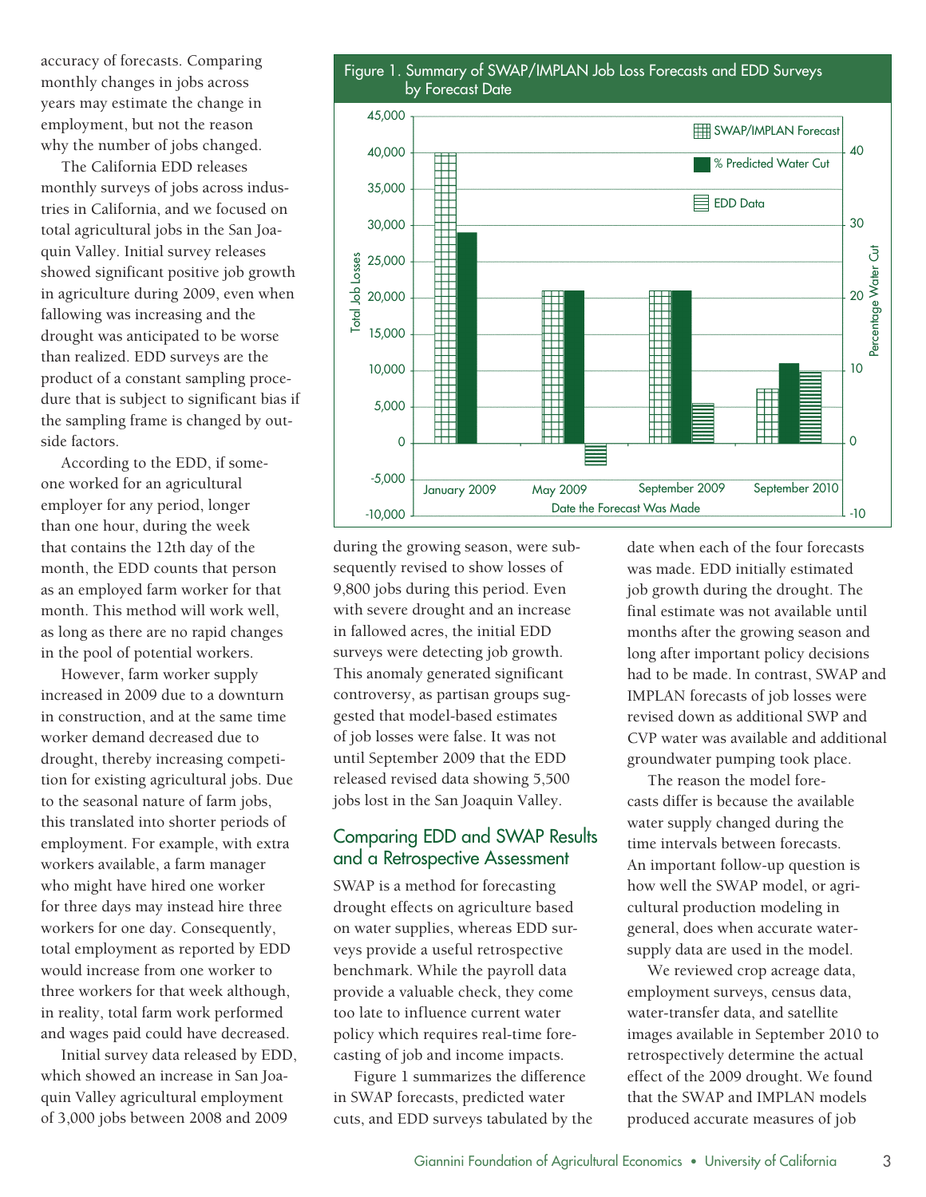accuracy of forecasts. Comparing monthly changes in jobs across years may estimate the change in employment, but not the reason why the number of jobs changed.

The California EDD releases monthly surveys of jobs across industries in California, and we focused on total agricultural jobs in the San Joaquin Valley. Initial survey releases showed significant positive job growth in agriculture during 2009, even when fallowing was increasing and the drought was anticipated to be worse than realized. EDD surveys are the product of a constant sampling procedure that is subject to significant bias if the sampling frame is changed by outside factors.

According to the EDD, if someone worked for an agricultural employer for any period, longer than one hour, during the week that contains the 12th day of the month, the EDD counts that person as an employed farm worker for that month. This method will work well, as long as there are no rapid changes in the pool of potential workers.

However, farm worker supply increased in 2009 due to a downturn in construction, and at the same time worker demand decreased due to drought, thereby increasing competition for existing agricultural jobs. Due to the seasonal nature of farm jobs, this translated into shorter periods of employment. For example, with extra workers available, a farm manager who might have hired one worker for three days may instead hire three workers for one day. Consequently, total employment as reported by EDD would increase from one worker to three workers for that week although, in reality, total farm work performed and wages paid could have decreased.

Initial survey data released by EDD, which showed an increase in San Joaquin Valley agricultural employment of 3,000 jobs between 2008 and 2009 during the growing season, were subsequently revised to show losses of 9,800 jobs during this period. Even with severe drought and an increase in fallowed acres, the initial EDD surveys were detecting job growth. This anomaly generated significant controversy, as partisan groups suggested that model-based estimates of job losses were false. It was not until September 2009 that the EDD released revised data showing 5,500 jobs lost in the San Joaquin Valley.

Figure 1. Summary of SWAP/IMPLAN Job Loss Forecasts and EDD Surveys by Forecast Date

## Comparing EDD and SWAP Results and a Retrospective Assessment

SWAP is a method for forecasting drought effects on agriculture based on water supplies, whereas EDD surveys provide a useful retrospective benchmark. While the payroll data provide a valuable check, they come too late to influence current water policy which requires real-time forecasting of job and income impacts.

Figure 1 summarizes the difference in SWAP forecasts, predicted water cuts, and EDD surveys tabulated by the date when each of the four forecasts was made. EDD initially estimated job growth during the drought. The final estimate was not available until months after the growing season and long after important policy decisions had to be made. In contrast, SWAP and IMPLAN forecasts of job losses were revised down as additional SWP and CVP water was available and additional groundwater pumping took place.

The reason the model forecasts differ is because the available water supply changed during the time intervals between forecasts. An important follow-up question is how well the SWAP model, or agricultural production modeling in general, does when accurate water-supply data are used in the model.

We reviewed crop acreage data, employment surveys, census data, water-transfer data, and satellite images available in September 2010 to retrospectively determine the actual effect of the 2009 drought. We found that the SWAP and IMPLAN models produced accurate measures of job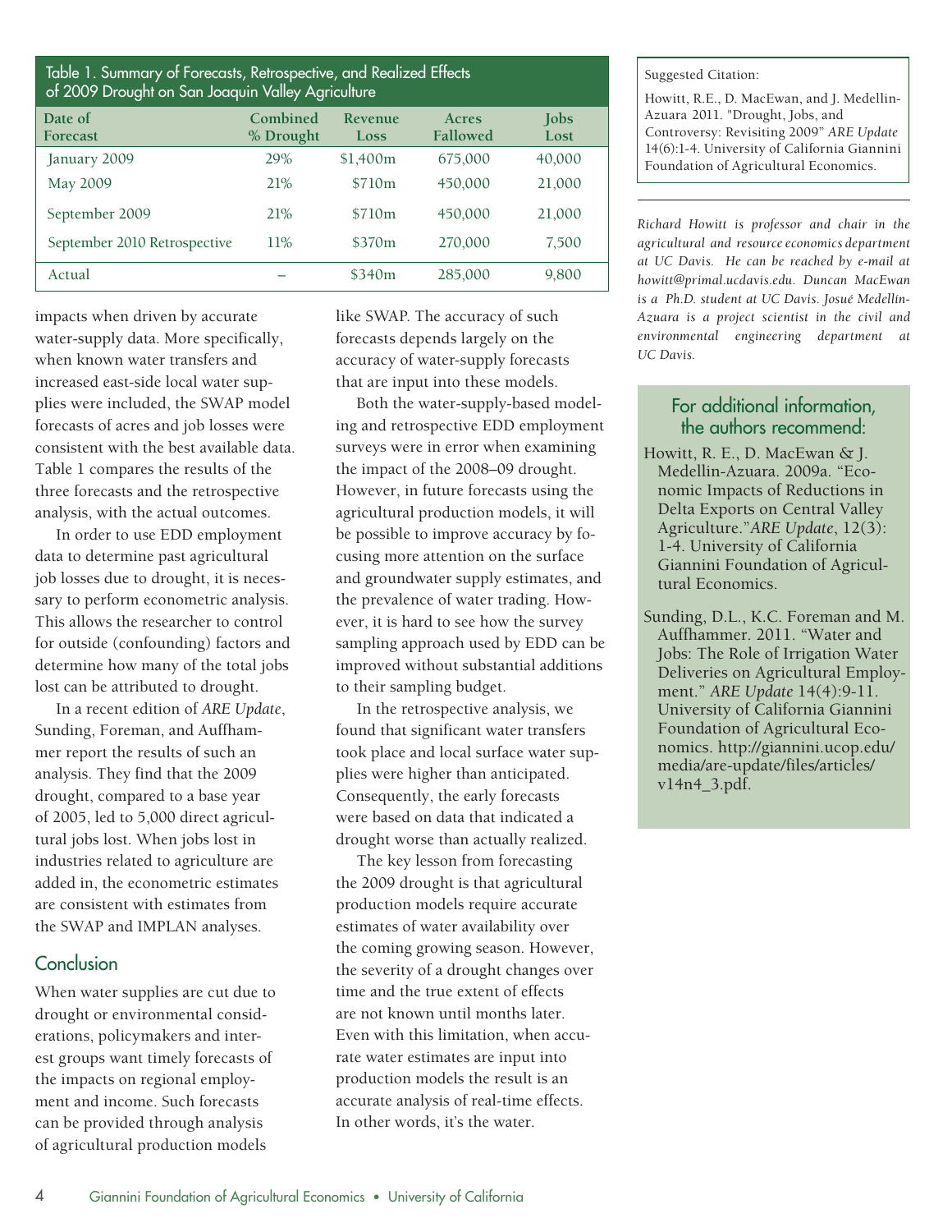Table 1. Summary of Forecasts, Retrospective, and Realized Effects of 2009 Drought on San Joaquin Valley Agriculture

| Date of Forecast | Combined % Drought | Revenue Loss | Acres Fallowed | Jobs Lost |
|---|---|---|---|---|
| January 2009 | 29% | $1,400m | 675,000 | 40,000 |
| May 2009 | 21% | $710m | 450,000 | 21,000 |
| September 2009 | 21% | $710m | 450,000 | 21,000 |
| September 2010 Retrospective | 11% | $370m | 270,000 | 7,500 |
| Actual | – | $340m | 285,000 | 9,800 |

impacts when driven by accurate water-supply data. More specifically, when known water transfers and increased east-side local water supplies were included, the SWAP model forecasts of acres and job losses were consistent with the best available data. Table 1 compares the results of the three forecasts and the retrospective analysis, with the actual outcomes.

In order to use EDD employment data to determine past agricultural job losses due to drought, it is necessary to perform econometric analysis. This allows the researcher to control for outside (confounding) factors and determine how many of the total jobs lost can be attributed to drought.

In a recent edition of *ARE Update*, Sunding, Foreman, and Auffhammer report the results of such an analysis. They find that the 2009 drought, compared to a base year of 2005, led to 5,000 direct agricultural jobs lost. When jobs lost in industries related to agriculture are added in, the econometric estimates are consistent with estimates from the SWAP and IMPLAN analyses.

## Conclusion

When water supplies are cut due to drought or environmental considerations, policymakers and interest groups want timely forecasts of the impacts on regional employment and income. Such forecasts can be provided through analysis of agricultural production models like SWAP. The accuracy of such forecasts depends largely on the accuracy of water-supply forecasts that are input into these models.

Both the water-supply-based modeling and retrospective EDD employment surveys were in error when examining the impact of the 2008–09 drought. However, in future forecasts using the agricultural production models, it will be possible to improve accuracy by focusing more attention on the surface and groundwater supply estimates, and the prevalence of water trading. However, it is hard to see how the survey sampling approach used by EDD can be improved without substantial additions to their sampling budget.

In the retrospective analysis, we found that significant water transfers took place and local surface water supplies were higher than anticipated. Consequently, the early forecasts were based on data that indicated a drought worse than actually realized.

The key lesson from forecasting the 2009 drought is that agricultural production models require accurate estimates of water availability over the coming growing season. However, the severity of a drought changes over time and the true extent of effects are not known until months later. Even with this limitation, when accurate water estimates are input into production models the result is an accurate analysis of real-time effects. In other words, it's the water.

Suggested Citation:

Howitt, R.E., D. MacEwan, and J. Medellín-Azuara 2011. "Drought, Jobs, and Controversy: Revisiting 2009" *ARE Update* 14(6):1-4. University of California Giannini Foundation of Agricultural Economics.

*Richard Howitt is professor and chair in the agricultural and resource economics department at UC Davis. He can be reached by e-mail at howitt@primal.ucdavis.edu. Duncan MacEwan is a Ph.D. student at UC Davis. Josué Medellín-Azuara is a project scientist in the civil and environmental engineering department at UC Davis.*

### For additional information, the authors recommend:

Howitt, R. E., D. MacEwan & J. Medellin-Azuara. 2009a. "Economic Impacts of Reductions in Delta Exports on Central Valley Agriculture."*ARE Update*, 12(3): 1-4. University of California Giannini Foundation of Agricultural Economics.

Sunding, D.L., K.C. Foreman and M. Auffhammer. 2011. "Water and Jobs: The Role of Irrigation Water Deliveries on Agricultural Employment." *ARE Update* 14(4):9-11. University of California Giannini Foundation of Agricultural Economics. http://giannini.ucop.edu/media/are-update/files/articles/v14n4_3.pdf.